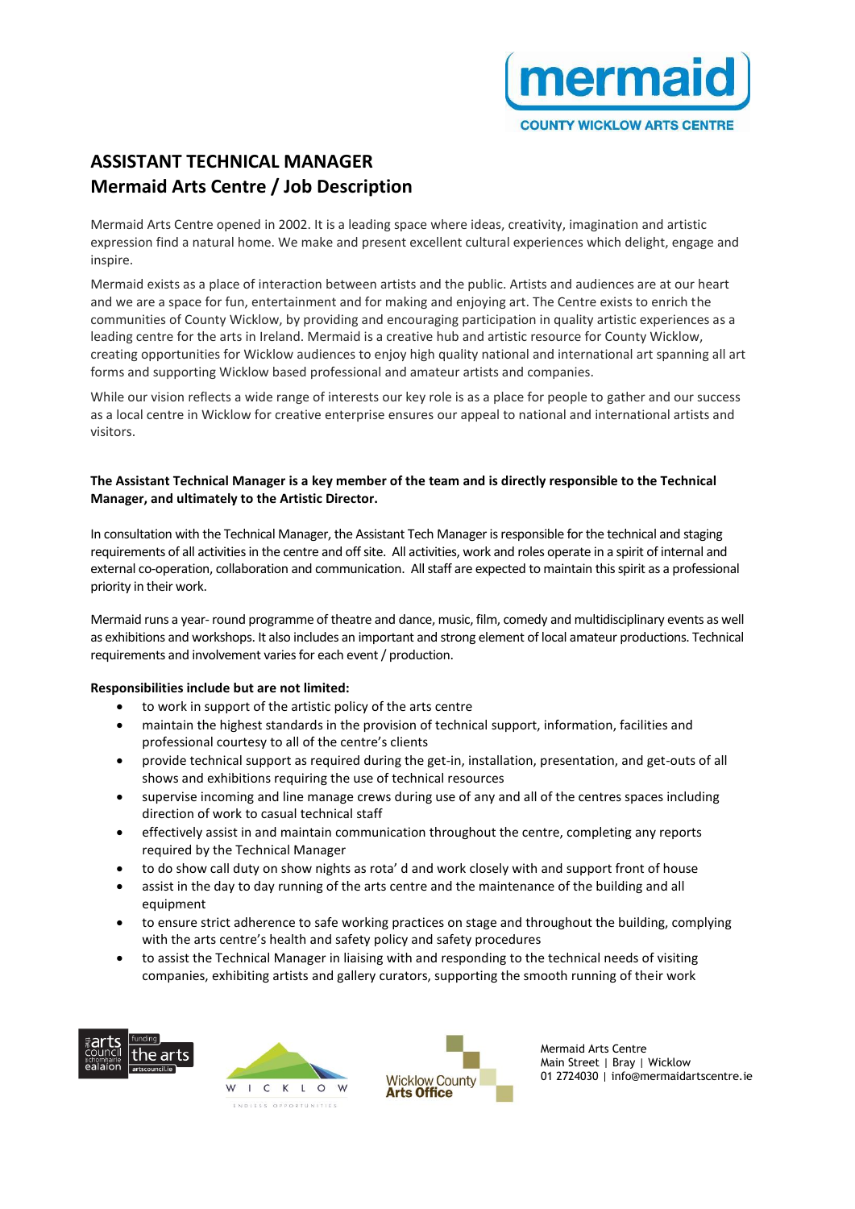# ASSISTANT TECHNICAL MANAGER
# Mermaid Arts Centre / Job Description

Mermaid Arts Centre opened in 2002. It is a leading space where ideas, creativity, imagination and artistic expression find a natural home. We make and present excellent cultural experiences which delight, engage and inspire.

Mermaid exists as a place of interaction between artists and the public. Artists and audiences are at our heart and we are a space for fun, entertainment and for making and enjoying art. The Centre exists to enrich the communities of County Wicklow, by providing and encouraging participation in quality artistic experiences as a leading centre for the arts in Ireland. Mermaid is a creative hub and artistic resource for County Wicklow, creating opportunities for Wicklow audiences to enjoy high quality national and international art spanning all art forms and supporting Wicklow based professional and amateur artists and companies.

While our vision reflects a wide range of interests our key role is as a place for people to gather and our success as a local centre in Wicklow for creative enterprise ensures our appeal to national and international artists and visitors.

**The Assistant Technical Manager is a key member of the team and is directly responsible to the Technical Manager, and ultimately to the Artistic Director.**

In consultation with the Technical Manager, the Assistant Tech Manager is responsible for the technical and staging requirements of all activities in the centre and off site. All activities, work and roles operate in a spirit of internal and external co-operation, collaboration and communication. All staff are expected to maintain this spirit as a professional priority in their work.

Mermaid runs a year- round programme of theatre and dance, music, film, comedy and multidisciplinary events as well as exhibitions and workshops. It also includes an important and strong element of local amateur productions. Technical requirements and involvement varies for each event / production.

**Responsibilities include but are not limited:**

- to work in support of the artistic policy of the arts centre
- maintain the highest standards in the provision of technical support, information, facilities and professional courtesy to all of the centre's clients
- provide technical support as required during the get-in, installation, presentation, and get-outs of all shows and exhibitions requiring the use of technical resources
- supervise incoming and line manage crews during use of any and all of the centres spaces including direction of work to casual technical staff
- effectively assist in and maintain communication throughout the centre, completing any reports required by the Technical Manager
- to do show call duty on show nights as rota' d and work closely with and support front of house
- assist in the day to day running of the arts centre and the maintenance of the building and all equipment
- to ensure strict adherence to safe working practices on stage and throughout the building, complying with the arts centre's health and safety policy and safety procedures
- to assist the Technical Manager in liaising with and responding to the technical needs of visiting companies, exhibiting artists and gallery curators, supporting the smooth running of their work

Mermaid Arts Centre
Main Street | Bray | Wicklow
01 2724030 | info@mermaidartscentre.ie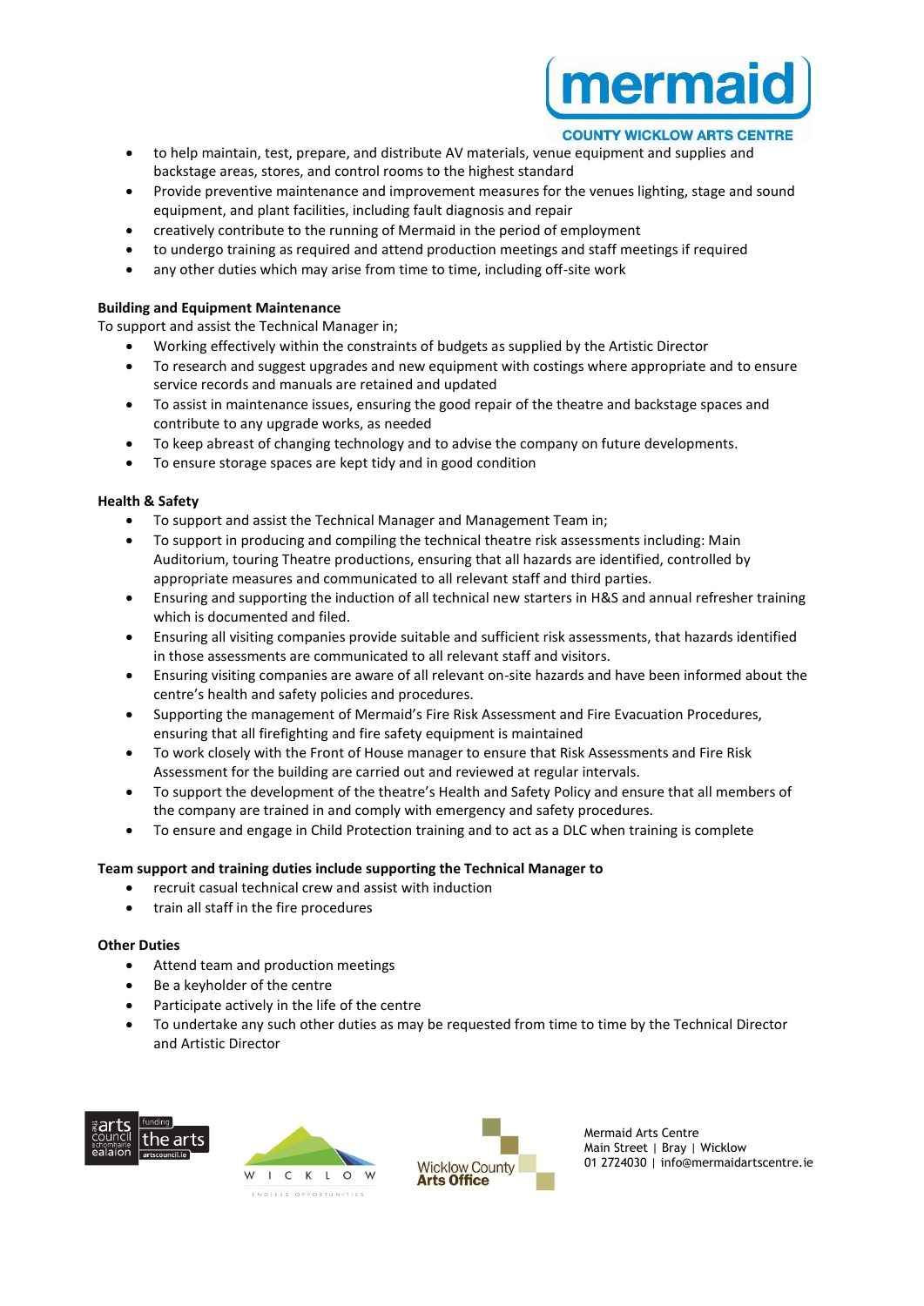- to help maintain, test, prepare, and distribute AV materials, venue equipment and supplies and backstage areas, stores, and control rooms to the highest standard
- Provide preventive maintenance and improvement measures for the venues lighting, stage and sound equipment, and plant facilities, including fault diagnosis and repair
- creatively contribute to the running of Mermaid in the period of employment
- to undergo training as required and attend production meetings and staff meetings if required
- any other duties which may arise from time to time, including off-site work

**Building and Equipment Maintenance**
To support and assist the Technical Manager in;

- Working effectively within the constraints of budgets as supplied by the Artistic Director
- To research and suggest upgrades and new equipment with costings where appropriate and to ensure service records and manuals are retained and updated
- To assist in maintenance issues, ensuring the good repair of the theatre and backstage spaces and contribute to any upgrade works, as needed
- To keep abreast of changing technology and to advise the company on future developments.
- To ensure storage spaces are kept tidy and in good condition

**Health & Safety**

- To support and assist the Technical Manager and Management Team in;
- To support in producing and compiling the technical theatre risk assessments including: Main Auditorium, touring Theatre productions, ensuring that all hazards are identified, controlled by appropriate measures and communicated to all relevant staff and third parties.
- Ensuring and supporting the induction of all technical new starters in H&S and annual refresher training which is documented and filed.
- Ensuring all visiting companies provide suitable and sufficient risk assessments, that hazards identified in those assessments are communicated to all relevant staff and visitors.
- Ensuring visiting companies are aware of all relevant on-site hazards and have been informed about the centre's health and safety policies and procedures.
- Supporting the management of Mermaid's Fire Risk Assessment and Fire Evacuation Procedures, ensuring that all firefighting and fire safety equipment is maintained
- To work closely with the Front of House manager to ensure that Risk Assessments and Fire Risk Assessment for the building are carried out and reviewed at regular intervals.
- To support the development of the theatre's Health and Safety Policy and ensure that all members of the company are trained in and comply with emergency and safety procedures.
- To ensure and engage in Child Protection training and to act as a DLC when training is complete

**Team support and training duties include supporting the Technical Manager to**

- recruit casual technical crew and assist with induction
- train all staff in the fire procedures

**Other Duties**

- Attend team and production meetings
- Be a keyholder of the centre
- Participate actively in the life of the centre
- To undertake any such other duties as may be requested from time to time by the Technical Director and Artistic Director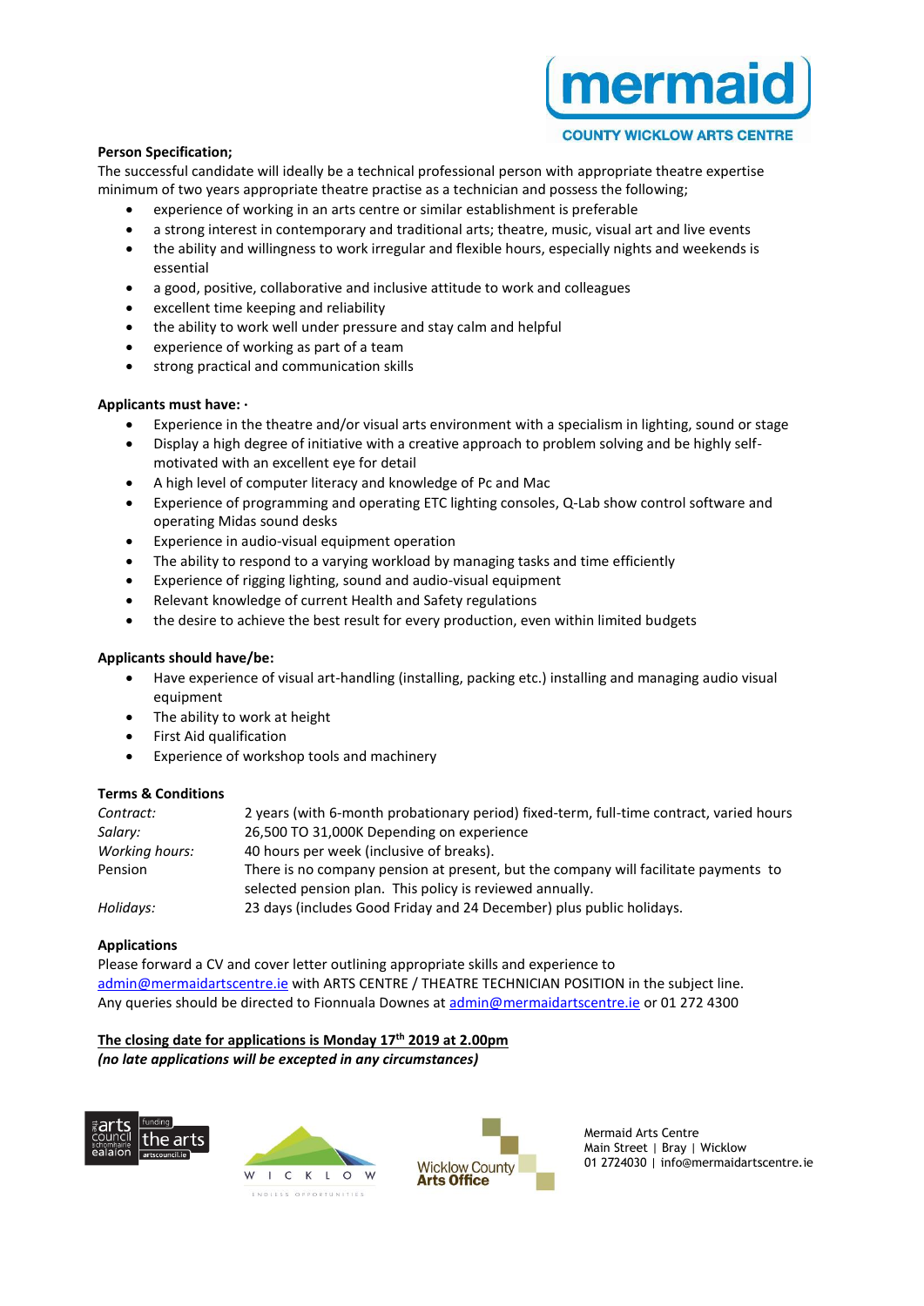**Person Specification;**

The successful candidate will ideally be a technical professional person with appropriate theatre expertise minimum of two years appropriate theatre practise as a technician and possess the following;

- experience of working in an arts centre or similar establishment is preferable
- a strong interest in contemporary and traditional arts; theatre, music, visual art and live events
- the ability and willingness to work irregular and flexible hours, especially nights and weekends is essential
- a good, positive, collaborative and inclusive attitude to work and colleagues
- excellent time keeping and reliability
- the ability to work well under pressure and stay calm and helpful
- experience of working as part of a team
- strong practical and communication skills

**Applicants must have: ·**

- Experience in the theatre and/or visual arts environment with a specialism in lighting, sound or stage
- Display a high degree of initiative with a creative approach to problem solving and be highly self-motivated with an excellent eye for detail
- A high level of computer literacy and knowledge of Pc and Mac
- Experience of programming and operating ETC lighting consoles, Q-Lab show control software and operating Midas sound desks
- Experience in audio-visual equipment operation
- The ability to respond to a varying workload by managing tasks and time efficiently
- Experience of rigging lighting, sound and audio-visual equipment
- Relevant knowledge of current Health and Safety regulations
- the desire to achieve the best result for every production, even within limited budgets

**Applicants should have/be:**

- Have experience of visual art-handling (installing, packing etc.) installing and managing audio visual equipment
- The ability to work at height
- First Aid qualification
- Experience of workshop tools and machinery

**Terms & Conditions**

| | |
|---|---|
| *Contract:* | 2 years (with 6-month probationary period) fixed-term, full-time contract, varied hours |
| *Salary:* | 26,500 TO 31,000K Depending on experience |
| *Working hours:* | 40 hours per week (inclusive of breaks). |
| Pension | There is no company pension at present, but the company will facilitate payments to selected pension plan. This policy is reviewed annually. |
| *Holidays:* | 23 days (includes Good Friday and 24 December) plus public holidays. |

**Applications**

Please forward a CV and cover letter outlining appropriate skills and experience to admin@mermaidartscentre.ie with ARTS CENTRE / THEATRE TECHNICIAN POSITION in the subject line. Any queries should be directed to Fionnuala Downes at admin@mermaidartscentre.ie or 01 272 4300

**The closing date for applications is Monday 17th 2019 at 2.00pm**

***(no late applications will be excepted in any circumstances)***

Mermaid Arts Centre
Main Street | Bray | Wicklow
01 2724030 | info@mermaidartscentre.ie